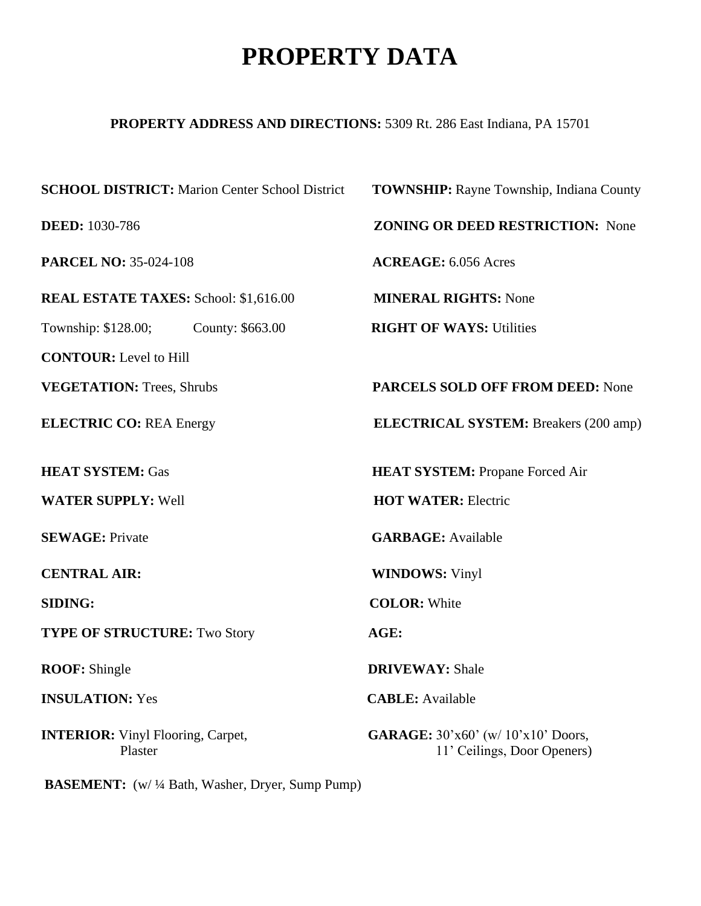# PROPERTY DATA

**PROPERTY ADDRESS AND DIRECTIONS:** 5309 Rt. 286 East Indiana, PA 15701

**SCHOOL DISTRICT:** Marion Center School District

**TOWNSHIP:** Rayne Township, Indiana County

**DEED:** 1030-786

**ZONING OR DEED RESTRICTION:** None

**PARCEL NO:** 35-024-108

**ACREAGE:** 6.056 Acres

**REAL ESTATE TAXES:** School: $1,616.00

Township: $128.00; County: $663.00

**MINERAL RIGHTS:** None

**RIGHT OF WAYS:** Utilities

**CONTOUR:** Level to Hill

**VEGETATION:** Trees, Shrubs

**PARCELS SOLD OFF FROM DEED:** None

**ELECTRIC CO:** REA Energy

**ELECTRICAL SYSTEM:** Breakers (200 amp)

**HEAT SYSTEM:** Gas

**HEAT SYSTEM:** Propane Forced Air

**WATER SUPPLY:** Well

**HOT WATER:** Electric

**SEWAGE:** Private

**GARBAGE:** Available

**CENTRAL AIR:**

**WINDOWS:** Vinyl

**SIDING:**

**COLOR:** White

**TYPE OF STRUCTURE:** Two Story

**AGE:**

**ROOF:** Shingle

**DRIVEWAY:** Shale

**INSULATION:** Yes

**CABLE:** Available

**INTERIOR:** Vinyl Flooring, Carpet, Plaster

**GARAGE:** 30'x60' (w/ 10'x10' Doors, 11' Ceilings, Door Openers)

**BASEMENT:** (w/ ¼ Bath, Washer, Dryer, Sump Pump)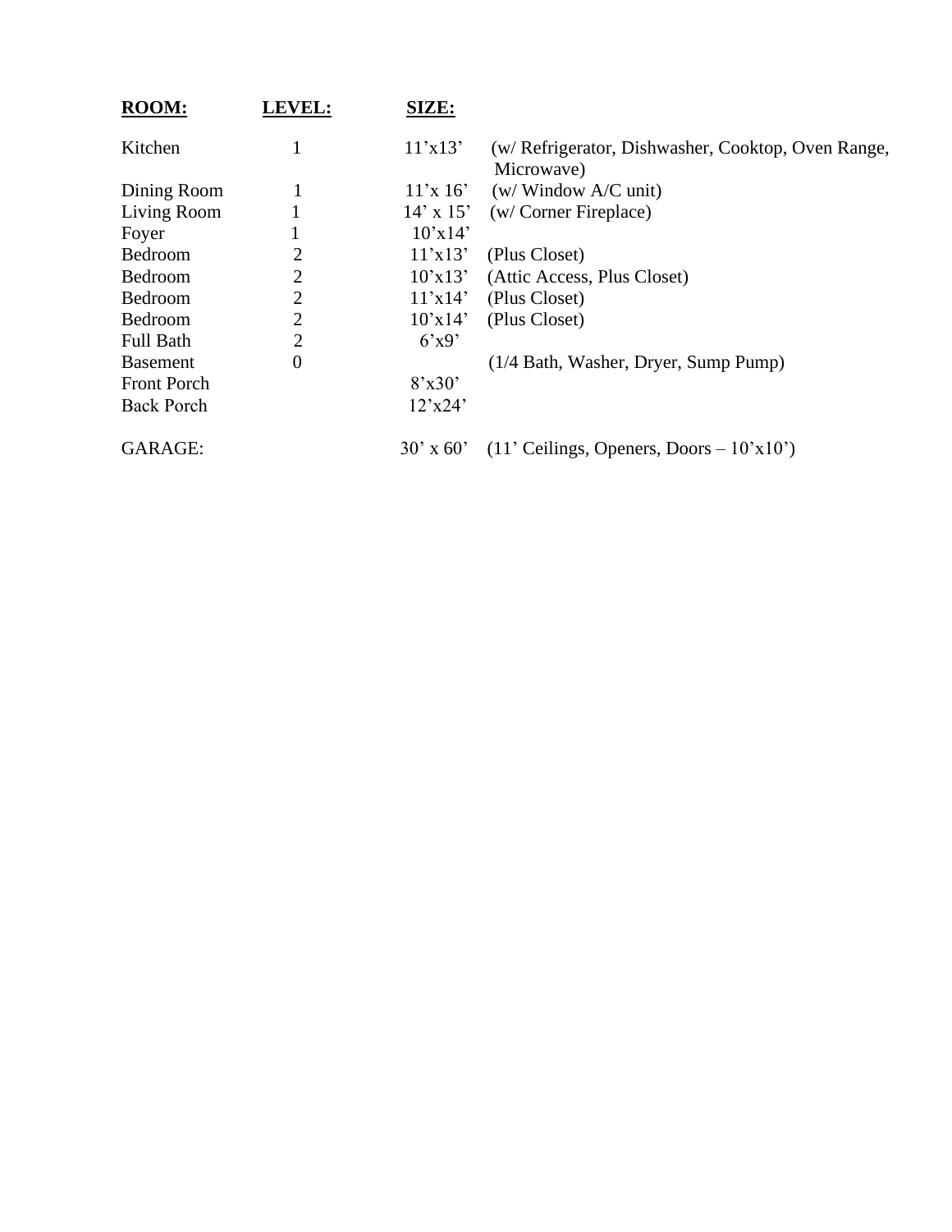| ROOM: | LEVEL: | SIZE: | |
|---|---|---|---|
| Kitchen | 1 | 11’x13’ | (w/ Refrigerator, Dishwasher, Cooktop, Oven Range, Microwave) |
| Dining Room | 1 | 11’x 16’ | (w/ Window A/C unit) |
| Living Room | 1 | 14’ x 15’ | (w/ Corner Fireplace) |
| Foyer | 1 | 10’x14’ | |
| Bedroom | 2 | 11’x13’ | (Plus Closet) |
| Bedroom | 2 | 10’x13’ | (Attic Access, Plus Closet) |
| Bedroom | 2 | 11’x14’ | (Plus Closet) |
| Bedroom | 2 | 10’x14’ | (Plus Closet) |
| Full Bath | 2 | 6’x9’ | |
| Basement | 0 | | (1/4 Bath, Washer, Dryer, Sump Pump) |
| Front Porch | | 8’x30’ | |
| Back Porch | | 12’x24’ | |
| GARAGE: | | 30’ x 60’ | (11’ Ceilings, Openers, Doors – 10’x10’) |